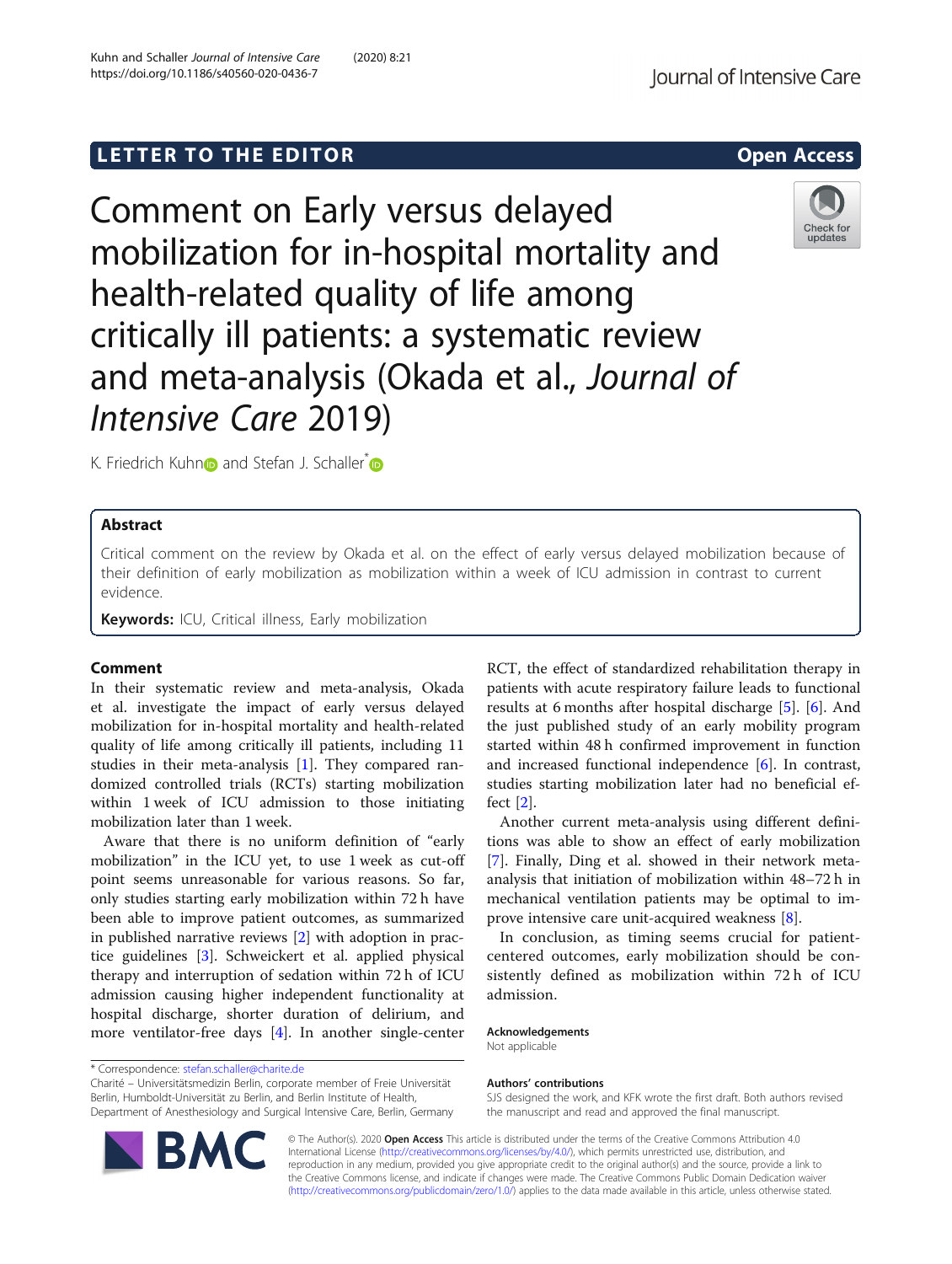LETTER TO THE EDITOR

Open Access

# Comment on Early versus delayed mobilization for in-hospital mortality and health-related quality of life among critically ill patients: a systematic review and meta-analysis (Okada et al., *Journal of Intensive Care* 2019)

K. Friedrich Kuhn and Stefan J. Schaller*

## Abstract

Critical comment on the review by Okada et al. on the effect of early versus delayed mobilization because of their definition of early mobilization as mobilization within a week of ICU admission in contrast to current evidence.

**Keywords:** ICU, Critical illness, Early mobilization

## Comment

In their systematic review and meta-analysis, Okada et al. investigate the impact of early versus delayed mobilization for in-hospital mortality and health-related quality of life among critically ill patients, including 11 studies in their meta-analysis [1]. They compared randomized controlled trials (RCTs) starting mobilization within 1 week of ICU admission to those initiating mobilization later than 1 week.

Aware that there is no uniform definition of "early mobilization" in the ICU yet, to use 1 week as cut-off point seems unreasonable for various reasons. So far, only studies starting early mobilization within 72 h have been able to improve patient outcomes, as summarized in published narrative reviews [2] with adoption in practice guidelines [3]. Schweickert et al. applied physical therapy and interruption of sedation within 72 h of ICU admission causing higher independent functionality at hospital discharge, shorter duration of delirium, and more ventilator-free days [4]. In another single-center RCT, the effect of standardized rehabilitation therapy in patients with acute respiratory failure leads to functional results at 6 months after hospital discharge [5]. [6]. And the just published study of an early mobility program started within 48 h confirmed improvement in function and increased functional independence [6]. In contrast, studies starting mobilization later had no beneficial effect [2].

Another current meta-analysis using different definitions was able to show an effect of early mobilization [7]. Finally, Ding et al. showed in their network meta-analysis that initiation of mobilization within 48–72 h in mechanical ventilation patients may be optimal to improve intensive care unit-acquired weakness [8].

In conclusion, as timing seems crucial for patient-centered outcomes, early mobilization should be consistently defined as mobilization within 72 h of ICU admission.

### Acknowledgements

Not applicable

### Authors' contributions

SJS designed the work, and KFK wrote the first draft. Both authors revised the manuscript and read and approved the final manuscript.

* Correspondence: stefan.schaller@charite.de
Charité – Universitätsmedizin Berlin, corporate member of Freie Universität Berlin, Humboldt-Universität zu Berlin, and Berlin Institute of Health, Department of Anesthesiology and Surgical Intensive Care, Berlin, Germany

© The Author(s). 2020 **Open Access** This article is distributed under the terms of the Creative Commons Attribution 4.0 International License (http://creativecommons.org/licenses/by/4.0/), which permits unrestricted use, distribution, and reproduction in any medium, provided you give appropriate credit to the original author(s) and the source, provide a link to the Creative Commons license, and indicate if changes were made. The Creative Commons Public Domain Dedication waiver (http://creativecommons.org/publicdomain/zero/1.0/) applies to the data made available in this article, unless otherwise stated.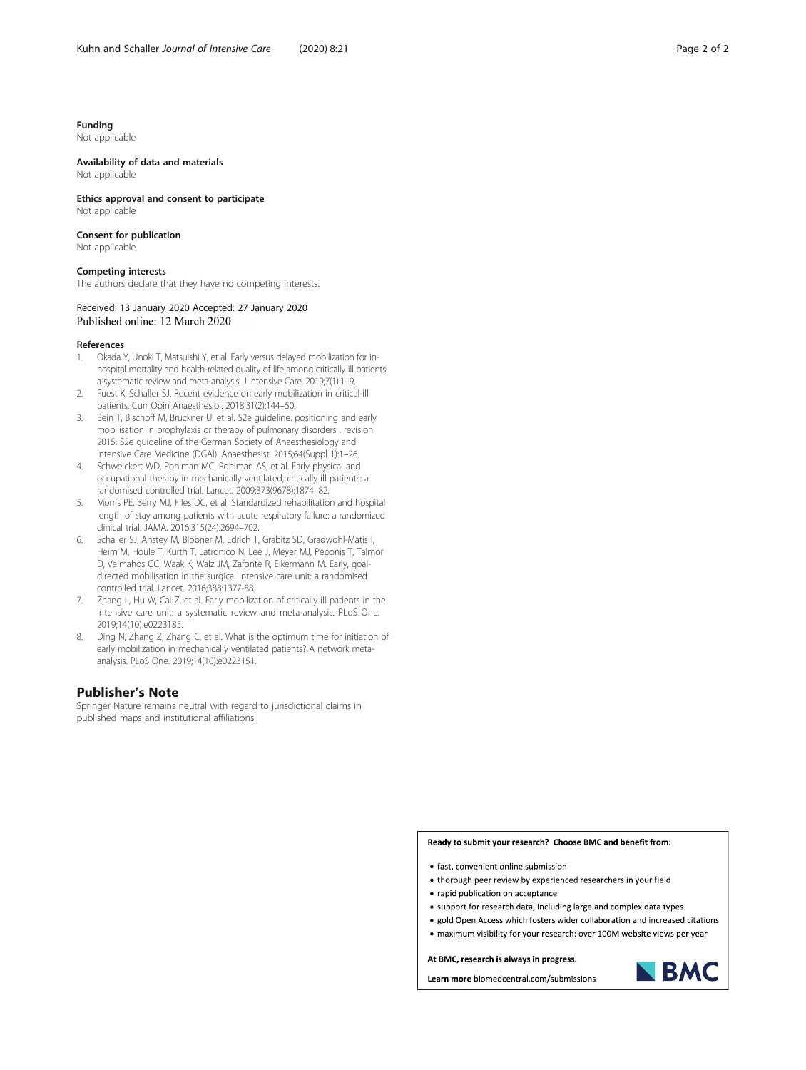**Funding**
Not applicable

**Availability of data and materials**
Not applicable

**Ethics approval and consent to participate**
Not applicable

**Consent for publication**
Not applicable

**Competing interests**
The authors declare that they have no competing interests.

Received: 13 January 2020 Accepted: 27 January 2020
Published online: 12 March 2020

**References**

1. Okada Y, Unoki T, Matsuishi Y, et al. Early versus delayed mobilization for in-hospital mortality and health-related quality of life among critically ill patients: a systematic review and meta-analysis. J Intensive Care. 2019;7(1):1–9.
2. Fuest K, Schaller SJ. Recent evidence on early mobilization in critical-ill patients. Curr Opin Anaesthesiol. 2018;31(2):144–50.
3. Bein T, Bischoff M, Bruckner U, et al. S2e guideline: positioning and early mobilisation in prophylaxis or therapy of pulmonary disorders : revision 2015: S2e guideline of the German Society of Anaesthesiology and Intensive Care Medicine (DGAI). Anaesthesist. 2015;64(Suppl 1):1–26.
4. Schweickert WD, Pohlman MC, Pohlman AS, et al. Early physical and occupational therapy in mechanically ventilated, critically ill patients: a randomised controlled trial. Lancet. 2009;373(9678):1874–82.
5. Morris PE, Berry MJ, Files DC, et al. Standardized rehabilitation and hospital length of stay among patients with acute respiratory failure: a randomized clinical trial. JAMA. 2016;315(24):2694–702.
6. Schaller SJ, Anstey M, Blobner M, Edrich T, Grabitz SD, Gradwohl-Matis I, Heim M, Houle T, Kurth T, Latronico N, Lee J, Meyer MJ, Peponis T, Talmor D, Velmahos GC, Waak K, Walz JM, Zafonte R, Eikermann M. Early, goal-directed mobilisation in the surgical intensive care unit: a randomised controlled trial. Lancet. 2016;388:1377-88.
7. Zhang L, Hu W, Cai Z, et al. Early mobilization of critically ill patients in the intensive care unit: a systematic review and meta-analysis. PLoS One. 2019;14(10):e0223185.
8. Ding N, Zhang Z, Zhang C, et al. What is the optimum time for initiation of early mobilization in mechanically ventilated patients? A network meta-analysis. PLoS One. 2019;14(10):e0223151.

## Publisher's Note

Springer Nature remains neutral with regard to jurisdictional claims in published maps and institutional affiliations.

**Ready to submit your research? Choose BMC and benefit from:**

- fast, convenient online submission
- thorough peer review by experienced researchers in your field
- rapid publication on acceptance
- support for research data, including large and complex data types
- gold Open Access which fosters wider collaboration and increased citations
- maximum visibility for your research: over 100M website views per year

**At BMC, research is always in progress.**

**Learn more** biomedcentral.com/submissions